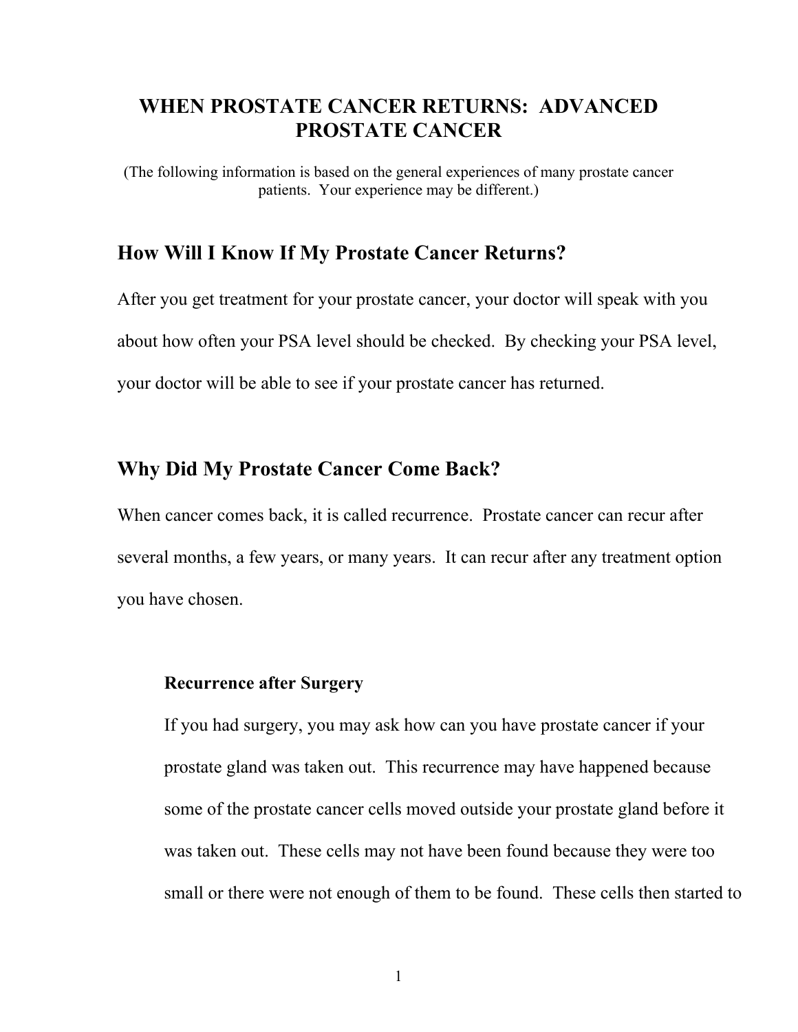# WHEN PROSTATE CANCER RETURNS: ADVANCED PROSTATE CANCER

(The following information is based on the general experiences of many prostate cancer patients. Your experience may be different.)

## How Will I Know If My Prostate Cancer Returns?

After you get treatment for your prostate cancer, your doctor will speak with you about how often your PSA level should be checked. By checking your PSA level, your doctor will be able to see if your prostate cancer has returned.

## Why Did My Prostate Cancer Come Back?

When cancer comes back, it is called recurrence. Prostate cancer can recur after several months, a few years, or many years. It can recur after any treatment option you have chosen.

### Recurrence after Surgery

If you had surgery, you may ask how can you have prostate cancer if your prostate gland was taken out. This recurrence may have happened because some of the prostate cancer cells moved outside your prostate gland before it was taken out. These cells may not have been found because they were too small or there were not enough of them to be found. These cells then started to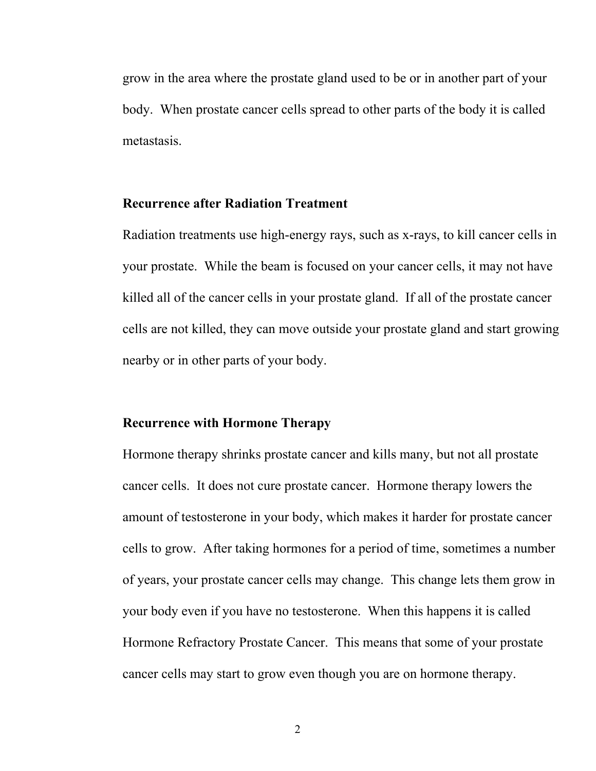grow in the area where the prostate gland used to be or in another part of your body. When prostate cancer cells spread to other parts of the body it is called metastasis.

### Recurrence after Radiation Treatment

Radiation treatments use high-energy rays, such as x-rays, to kill cancer cells in your prostate. While the beam is focused on your cancer cells, it may not have killed all of the cancer cells in your prostate gland. If all of the prostate cancer cells are not killed, they can move outside your prostate gland and start growing nearby or in other parts of your body.

### Recurrence with Hormone Therapy

Hormone therapy shrinks prostate cancer and kills many, but not all prostate cancer cells. It does not cure prostate cancer. Hormone therapy lowers the amount of testosterone in your body, which makes it harder for prostate cancer cells to grow. After taking hormones for a period of time, sometimes a number of years, your prostate cancer cells may change. This change lets them grow in your body even if you have no testosterone. When this happens it is called Hormone Refractory Prostate Cancer. This means that some of your prostate cancer cells may start to grow even though you are on hormone therapy.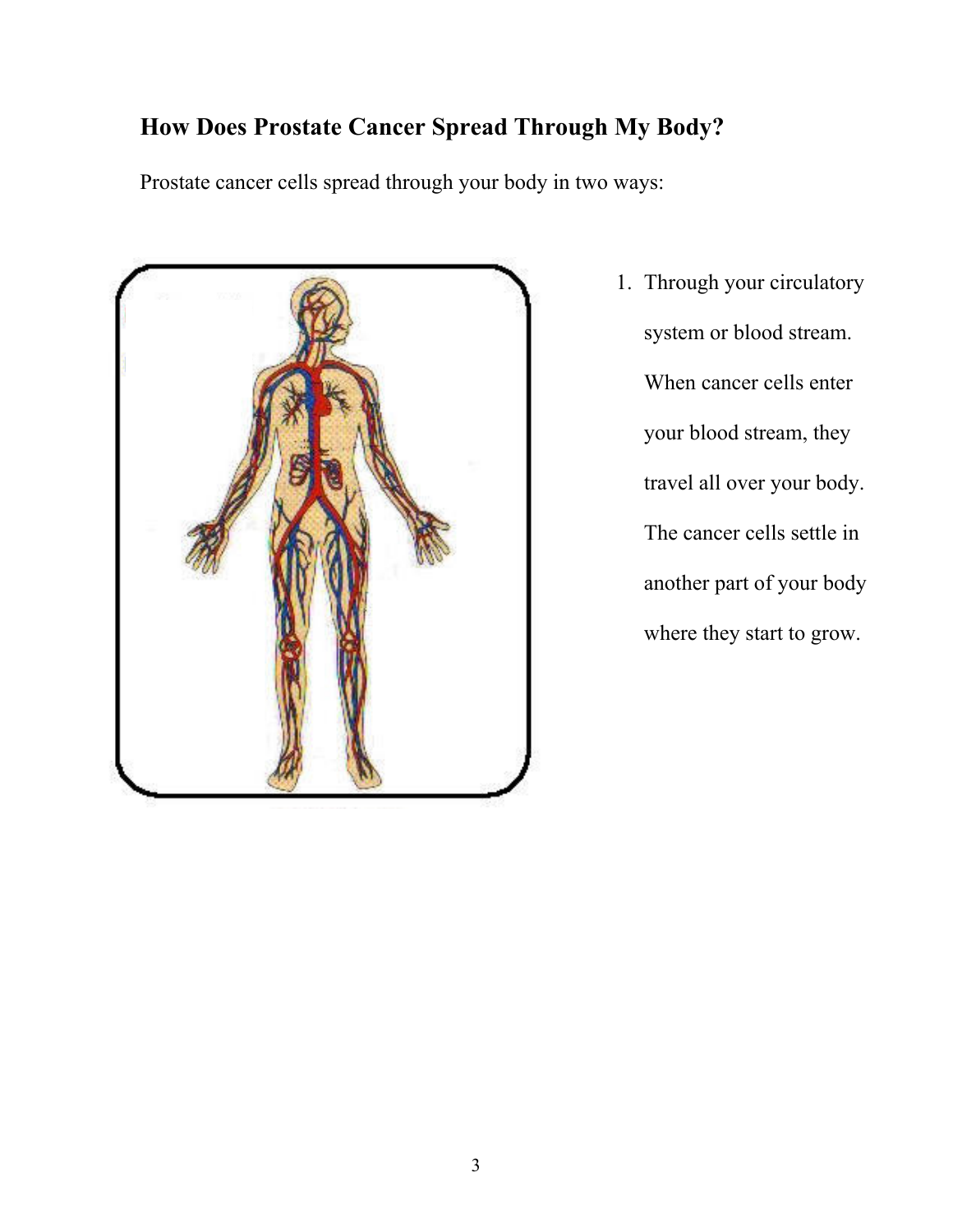## How Does Prostate Cancer Spread Through My Body?

Prostate cancer cells spread through your body in two ways:

1. Through your circulatory system or blood stream. When cancer cells enter your blood stream, they travel all over your body. The cancer cells settle in another part of your body where they start to grow.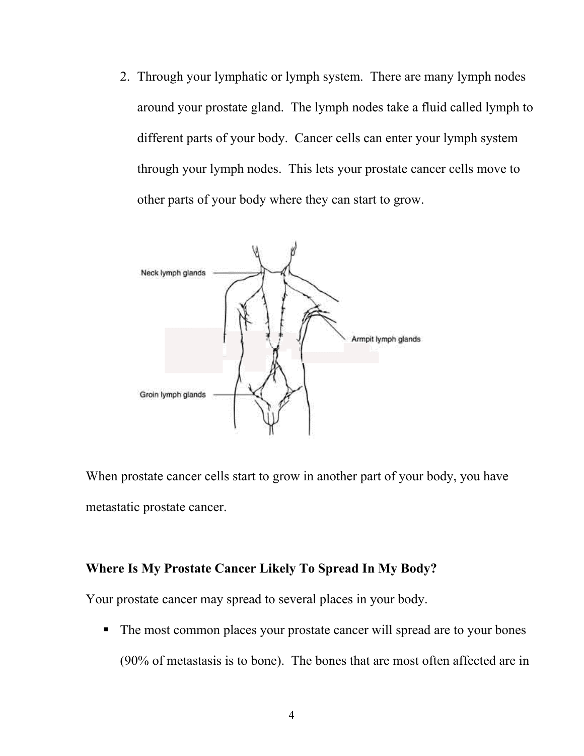2. Through your lymphatic or lymph system. There are many lymph nodes around your prostate gland. The lymph nodes take a fluid called lymph to different parts of your body. Cancer cells can enter your lymph system through your lymph nodes. This lets your prostate cancer cells move to other parts of your body where they can start to grow.

Neck lymph glands

Armpit lymph glands

Groin lymph glands

When prostate cancer cells start to grow in another part of your body, you have metastatic prostate cancer.

### Where Is My Prostate Cancer Likely To Spread In My Body?

Your prostate cancer may spread to several places in your body.

- The most common places your prostate cancer will spread are to your bones (90% of metastasis is to bone). The bones that are most often affected are in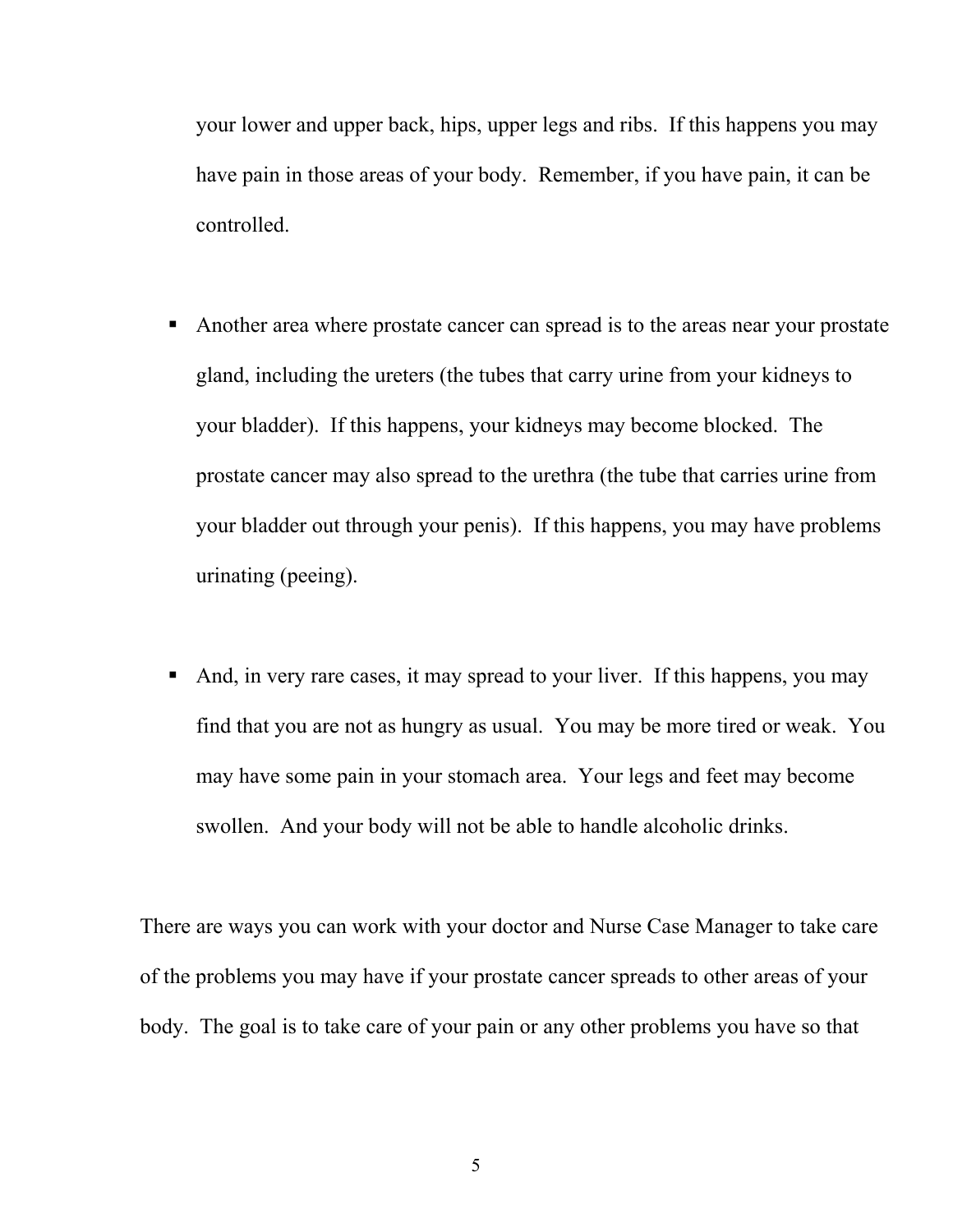your lower and upper back, hips, upper legs and ribs. If this happens you may have pain in those areas of your body. Remember, if you have pain, it can be controlled.

- Another area where prostate cancer can spread is to the areas near your prostate gland, including the ureters (the tubes that carry urine from your kidneys to your bladder). If this happens, your kidneys may become blocked. The prostate cancer may also spread to the urethra (the tube that carries urine from your bladder out through your penis). If this happens, you may have problems urinating (peeing).

- And, in very rare cases, it may spread to your liver. If this happens, you may find that you are not as hungry as usual. You may be more tired or weak. You may have some pain in your stomach area. Your legs and feet may become swollen. And your body will not be able to handle alcoholic drinks.

There are ways you can work with your doctor and Nurse Case Manager to take care of the problems you may have if your prostate cancer spreads to other areas of your body. The goal is to take care of your pain or any other problems you have so that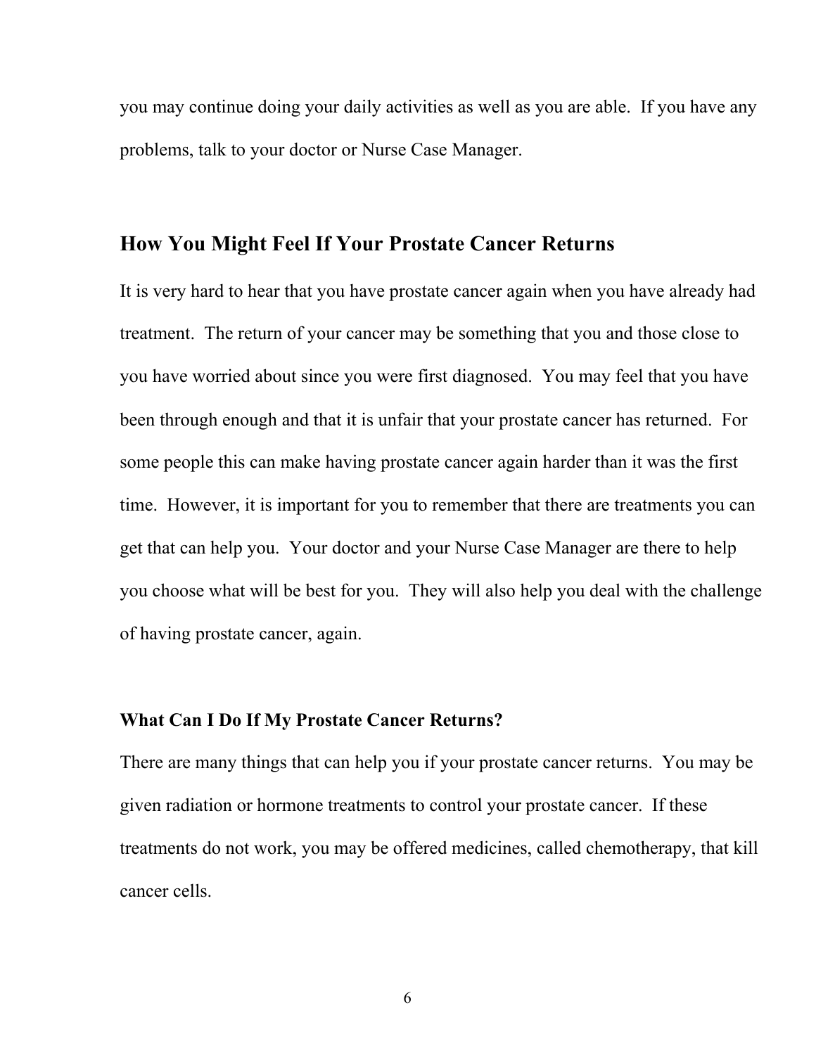you may continue doing your daily activities as well as you are able. If you have any problems, talk to your doctor or Nurse Case Manager.

## How You Might Feel If Your Prostate Cancer Returns

It is very hard to hear that you have prostate cancer again when you have already had treatment. The return of your cancer may be something that you and those close to you have worried about since you were first diagnosed. You may feel that you have been through enough and that it is unfair that your prostate cancer has returned. For some people this can make having prostate cancer again harder than it was the first time. However, it is important for you to remember that there are treatments you can get that can help you. Your doctor and your Nurse Case Manager are there to help you choose what will be best for you. They will also help you deal with the challenge of having prostate cancer, again.

### What Can I Do If My Prostate Cancer Returns?

There are many things that can help you if your prostate cancer returns. You may be given radiation or hormone treatments to control your prostate cancer. If these treatments do not work, you may be offered medicines, called chemotherapy, that kill cancer cells.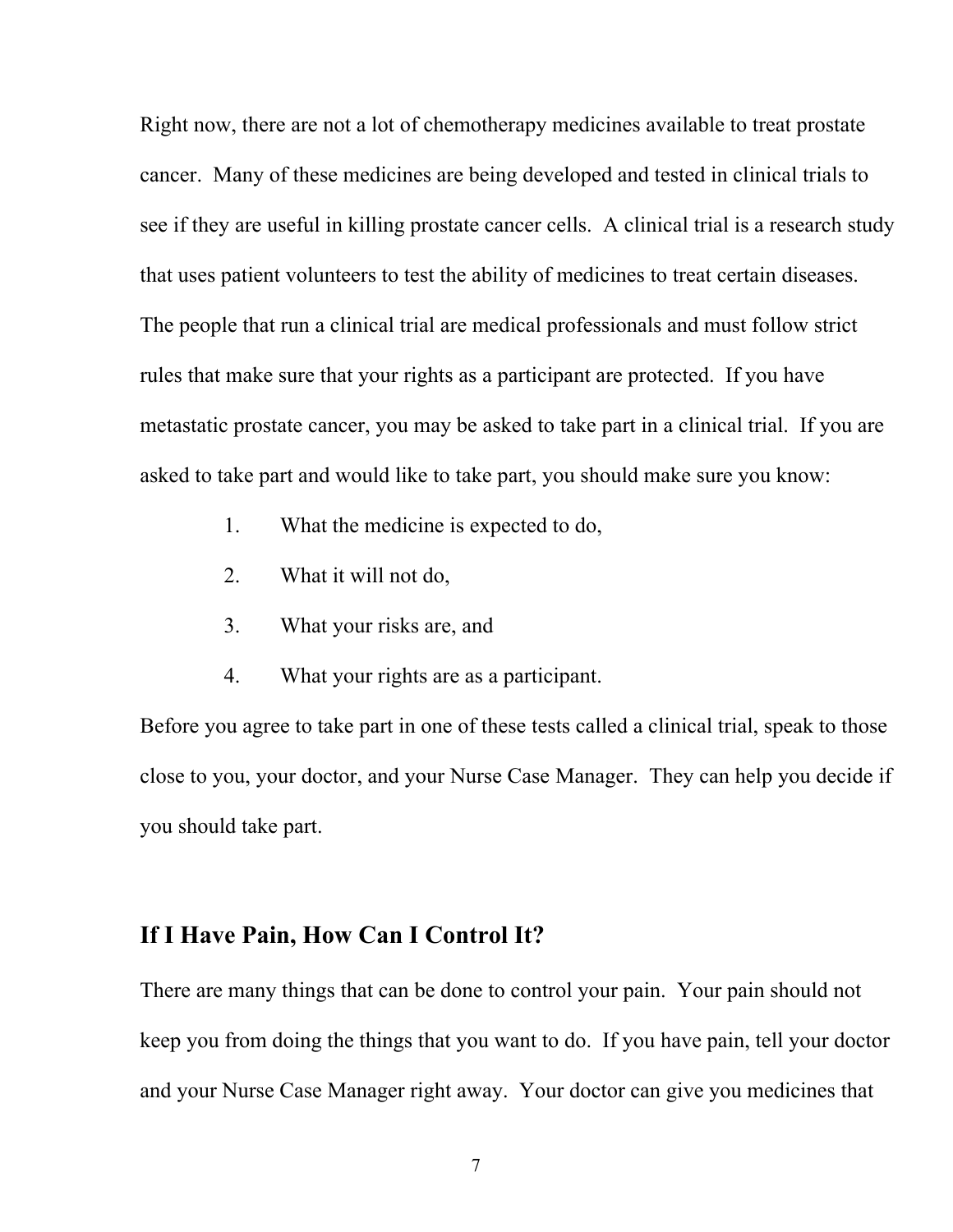Right now, there are not a lot of chemotherapy medicines available to treat prostate cancer. Many of these medicines are being developed and tested in clinical trials to see if they are useful in killing prostate cancer cells. A clinical trial is a research study that uses patient volunteers to test the ability of medicines to treat certain diseases. The people that run a clinical trial are medical professionals and must follow strict rules that make sure that your rights as a participant are protected. If you have metastatic prostate cancer, you may be asked to take part in a clinical trial. If you are asked to take part and would like to take part, you should make sure you know:

1. What the medicine is expected to do,
2. What it will not do,
3. What your risks are, and
4. What your rights are as a participant.

Before you agree to take part in one of these tests called a clinical trial, speak to those close to you, your doctor, and your Nurse Case Manager. They can help you decide if you should take part.

## If I Have Pain, How Can I Control It?

There are many things that can be done to control your pain. Your pain should not keep you from doing the things that you want to do. If you have pain, tell your doctor and your Nurse Case Manager right away. Your doctor can give you medicines that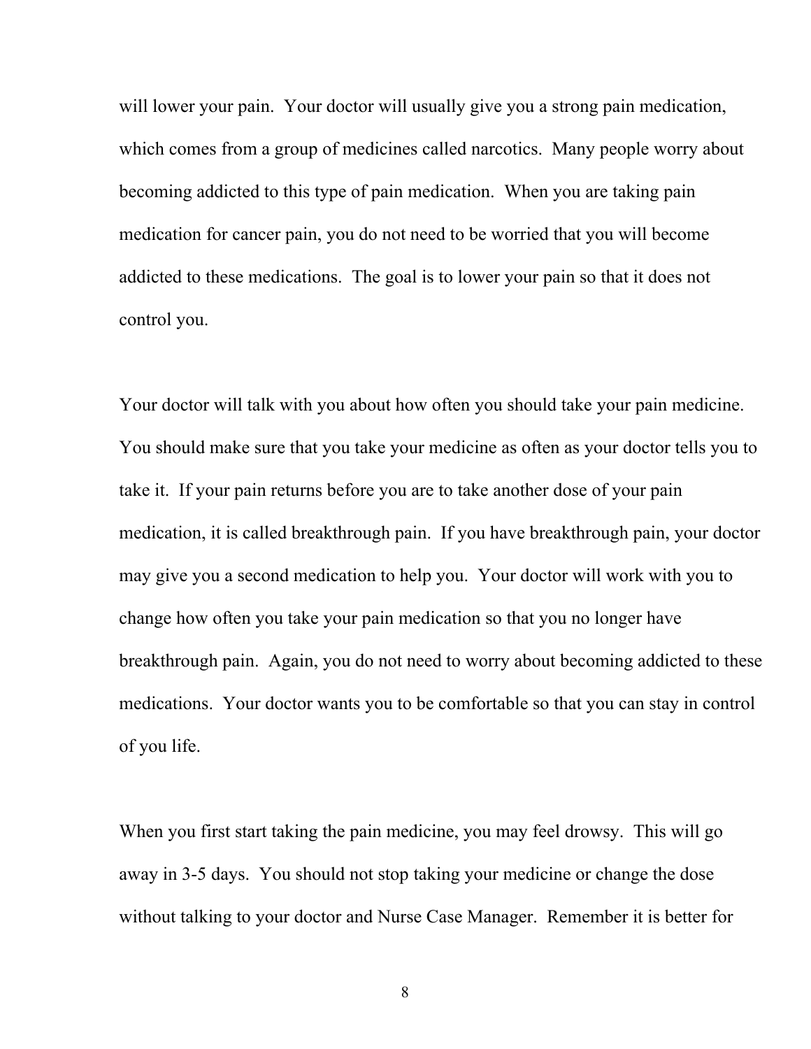will lower your pain. Your doctor will usually give you a strong pain medication, which comes from a group of medicines called narcotics. Many people worry about becoming addicted to this type of pain medication. When you are taking pain medication for cancer pain, you do not need to be worried that you will become addicted to these medications. The goal is to lower your pain so that it does not control you.

Your doctor will talk with you about how often you should take your pain medicine. You should make sure that you take your medicine as often as your doctor tells you to take it. If your pain returns before you are to take another dose of your pain medication, it is called breakthrough pain. If you have breakthrough pain, your doctor may give you a second medication to help you. Your doctor will work with you to change how often you take your pain medication so that you no longer have breakthrough pain. Again, you do not need to worry about becoming addicted to these medications. Your doctor wants you to be comfortable so that you can stay in control of you life.

When you first start taking the pain medicine, you may feel drowsy. This will go away in 3-5 days. You should not stop taking your medicine or change the dose without talking to your doctor and Nurse Case Manager. Remember it is better for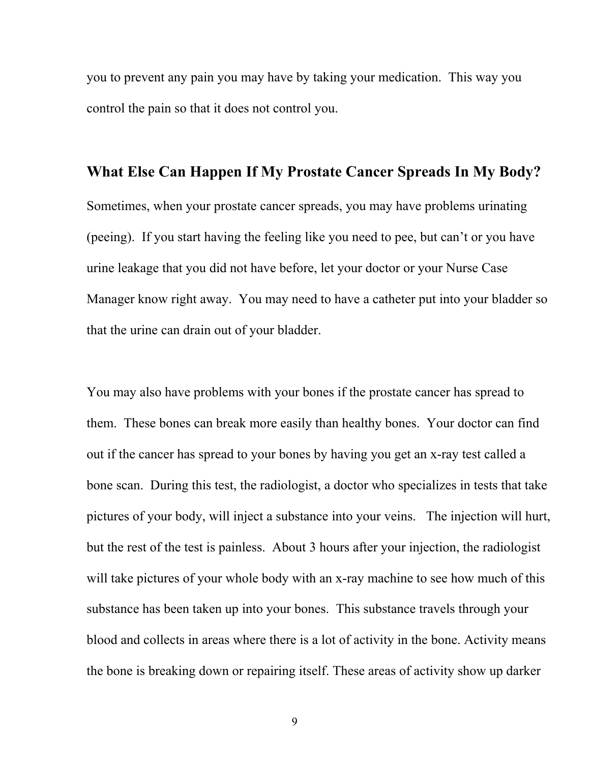you to prevent any pain you may have by taking your medication. This way you control the pain so that it does not control you.

## What Else Can Happen If My Prostate Cancer Spreads In My Body?

Sometimes, when your prostate cancer spreads, you may have problems urinating (peeing). If you start having the feeling like you need to pee, but can't or you have urine leakage that you did not have before, let your doctor or your Nurse Case Manager know right away. You may need to have a catheter put into your bladder so that the urine can drain out of your bladder.

You may also have problems with your bones if the prostate cancer has spread to them. These bones can break more easily than healthy bones. Your doctor can find out if the cancer has spread to your bones by having you get an x-ray test called a bone scan. During this test, the radiologist, a doctor who specializes in tests that take pictures of your body, will inject a substance into your veins. The injection will hurt, but the rest of the test is painless. About 3 hours after your injection, the radiologist will take pictures of your whole body with an x-ray machine to see how much of this substance has been taken up into your bones. This substance travels through your blood and collects in areas where there is a lot of activity in the bone. Activity means the bone is breaking down or repairing itself. These areas of activity show up darker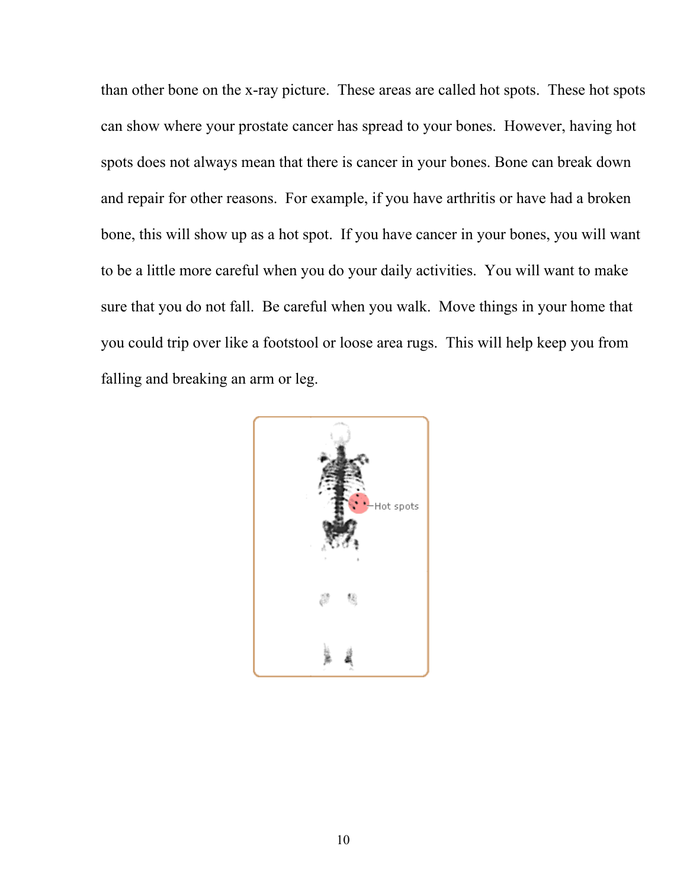than other bone on the x-ray picture. These areas are called hot spots. These hot spots can show where your prostate cancer has spread to your bones. However, having hot spots does not always mean that there is cancer in your bones. Bone can break down and repair for other reasons. For example, if you have arthritis or have had a broken bone, this will show up as a hot spot. If you have cancer in your bones, you will want to be a little more careful when you do your daily activities. You will want to make sure that you do not fall. Be careful when you walk. Move things in your home that you could trip over like a footstool or loose area rugs. This will help keep you from falling and breaking an arm or leg.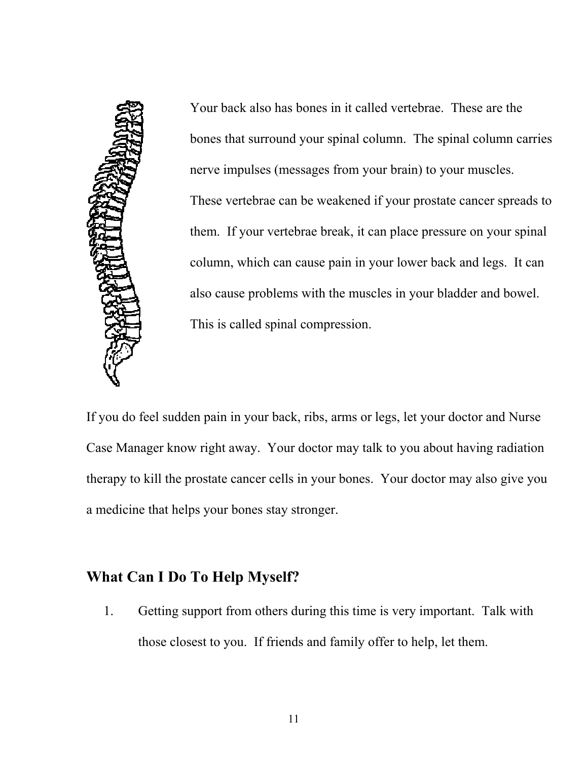Your back also has bones in it called vertebrae. These are the bones that surround your spinal column. The spinal column carries nerve impulses (messages from your brain) to your muscles. These vertebrae can be weakened if your prostate cancer spreads to them. If your vertebrae break, it can place pressure on your spinal column, which can cause pain in your lower back and legs. It can also cause problems with the muscles in your bladder and bowel. This is called spinal compression.

If you do feel sudden pain in your back, ribs, arms or legs, let your doctor and Nurse Case Manager know right away. Your doctor may talk to you about having radiation therapy to kill the prostate cancer cells in your bones. Your doctor may also give you a medicine that helps your bones stay stronger.

## What Can I Do To Help Myself?

1. Getting support from others during this time is very important. Talk with those closest to you. If friends and family offer to help, let them.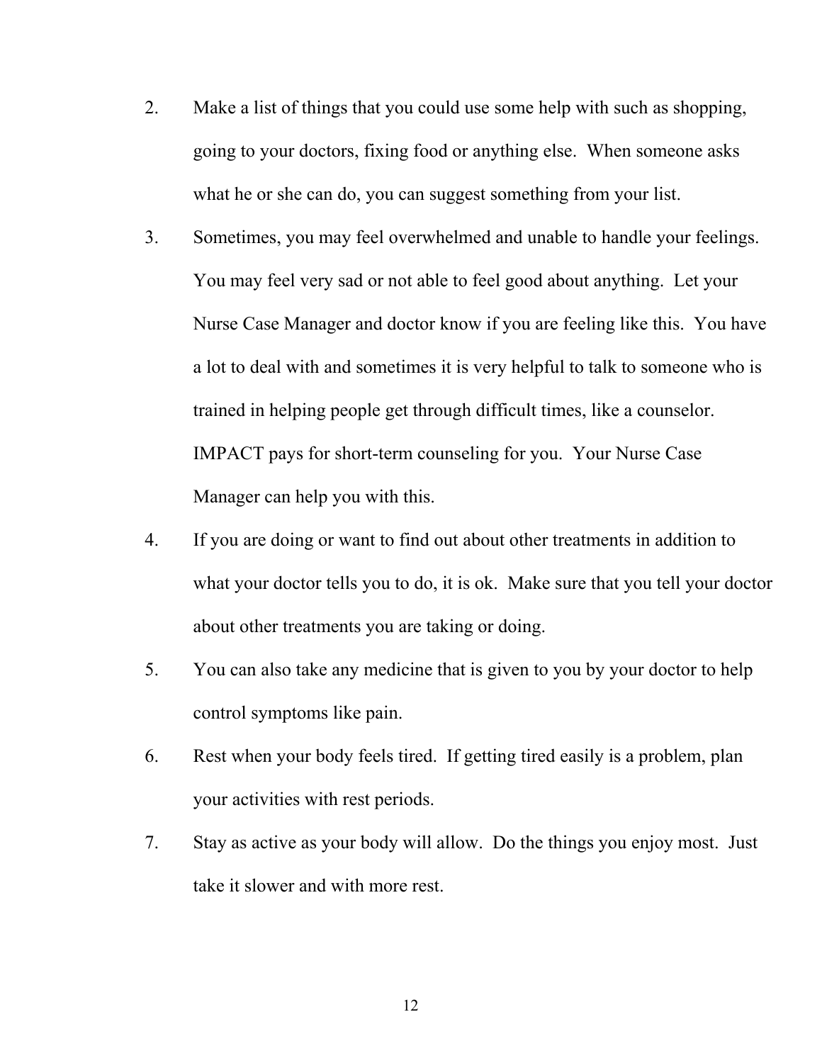2. Make a list of things that you could use some help with such as shopping, going to your doctors, fixing food or anything else. When someone asks what he or she can do, you can suggest something from your list.

3. Sometimes, you may feel overwhelmed and unable to handle your feelings. You may feel very sad or not able to feel good about anything. Let your Nurse Case Manager and doctor know if you are feeling like this. You have a lot to deal with and sometimes it is very helpful to talk to someone who is trained in helping people get through difficult times, like a counselor. IMPACT pays for short-term counseling for you. Your Nurse Case Manager can help you with this.

4. If you are doing or want to find out about other treatments in addition to what your doctor tells you to do, it is ok. Make sure that you tell your doctor about other treatments you are taking or doing.

5. You can also take any medicine that is given to you by your doctor to help control symptoms like pain.

6. Rest when your body feels tired. If getting tired easily is a problem, plan your activities with rest periods.

7. Stay as active as your body will allow. Do the things you enjoy most. Just take it slower and with more rest.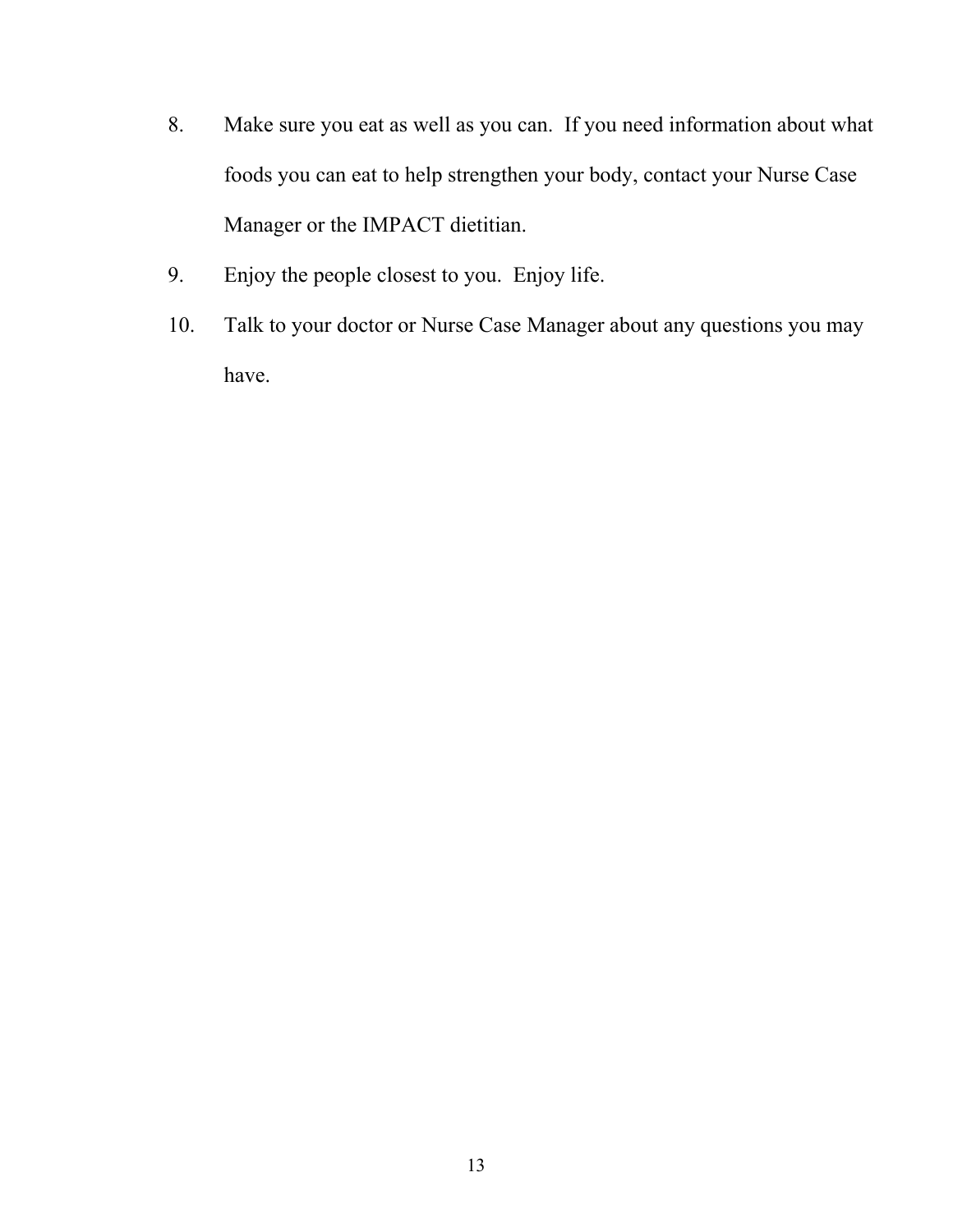8. Make sure you eat as well as you can. If you need information about what foods you can eat to help strengthen your body, contact your Nurse Case Manager or the IMPACT dietitian.
9. Enjoy the people closest to you. Enjoy life.
10. Talk to your doctor or Nurse Case Manager about any questions you may have.